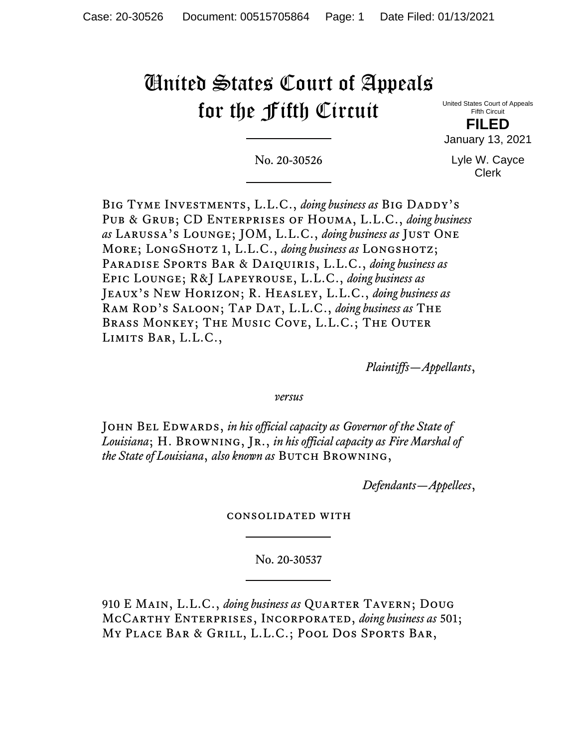# United States Court of Appeals for the Fifth Circuit

United States Court of Appeals
Fifth Circuit

**FILED**

January 13, 2021

Lyle W. Cayce
Clerk

No. 20-30526

Big Tyme Investments, L.L.C., *doing business as* Big Daddy's Pub & Grub; CD Enterprises of Houma, L.L.C., *doing business as* Larussa's Lounge; JOM, L.L.C., *doing business as* Just One More; LongShotz 1, L.L.C., *doing business as* Longshotz; Paradise Sports Bar & Daiquiris, L.L.C., *doing business as* Epic Lounge; R&J Lapeyrouse, L.L.C., *doing business as* Jeaux's New Horizon; R. Heasley, L.L.C., *doing business as* Ram Rod's Saloon; Tap Dat, L.L.C., *doing business as* The Brass Monkey; The Music Cove, L.L.C.; The Outer Limits Bar, L.L.C.,

*Plaintiffs—Appellants*,

*versus*

John Bel Edwards, *in his official capacity as Governor of the State of Louisiana*; H. Browning, Jr., *in his official capacity as Fire Marshal of the State of Louisiana*, *also known as* Butch Browning,

*Defendants—Appellees*,

consolidated with

No. 20-30537

910 E Main, L.L.C., *doing business as* Quarter Tavern; Doug McCarthy Enterprises, Incorporated, *doing business as* 501; My Place Bar & Grill, L.L.C.; Pool Dos Sports Bar,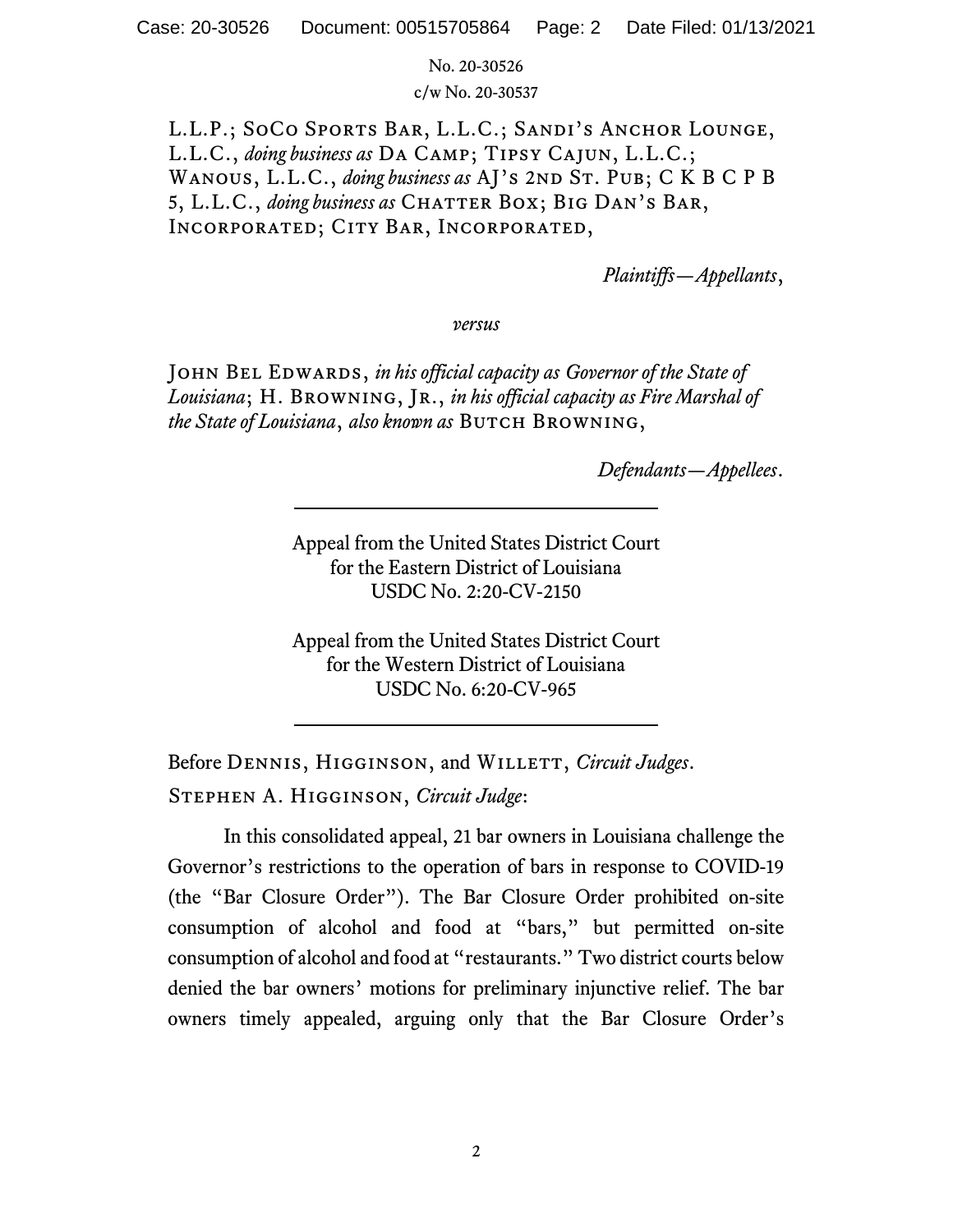No. 20-30526
c/w No. 20-30537

L.L.P.; SoCo Sports Bar, L.L.C.; Sandi's Anchor Lounge, L.L.C., *doing business as* Da Camp; Tipsy Cajun, L.L.C.; Wanous, L.L.C., *doing business as* AJ's 2nd St. Pub; C K B C P B 5, L.L.C., *doing business as* Chatter Box; Big Dan's Bar, Incorporated; City Bar, Incorporated,

*Plaintiffs—Appellants*,

*versus*

John Bel Edwards, *in his official capacity as Governor of the State of Louisiana*; H. Browning, Jr., *in his official capacity as Fire Marshal of the State of Louisiana*, *also known as* Butch Browning,

*Defendants—Appellees*.

---

Appeal from the United States District Court
for the Eastern District of Louisiana
USDC No. 2:20-CV-2150

Appeal from the United States District Court
for the Western District of Louisiana
USDC No. 6:20-CV-965

---

Before Dennis, Higginson, and Willett, *Circuit Judges*.

Stephen A. Higginson, *Circuit Judge*:

In this consolidated appeal, 21 bar owners in Louisiana challenge the Governor's restrictions to the operation of bars in response to COVID-19 (the "Bar Closure Order"). The Bar Closure Order prohibited on-site consumption of alcohol and food at "bars," but permitted on-site consumption of alcohol and food at "restaurants." Two district courts below denied the bar owners' motions for preliminary injunctive relief. The bar owners timely appealed, arguing only that the Bar Closure Order's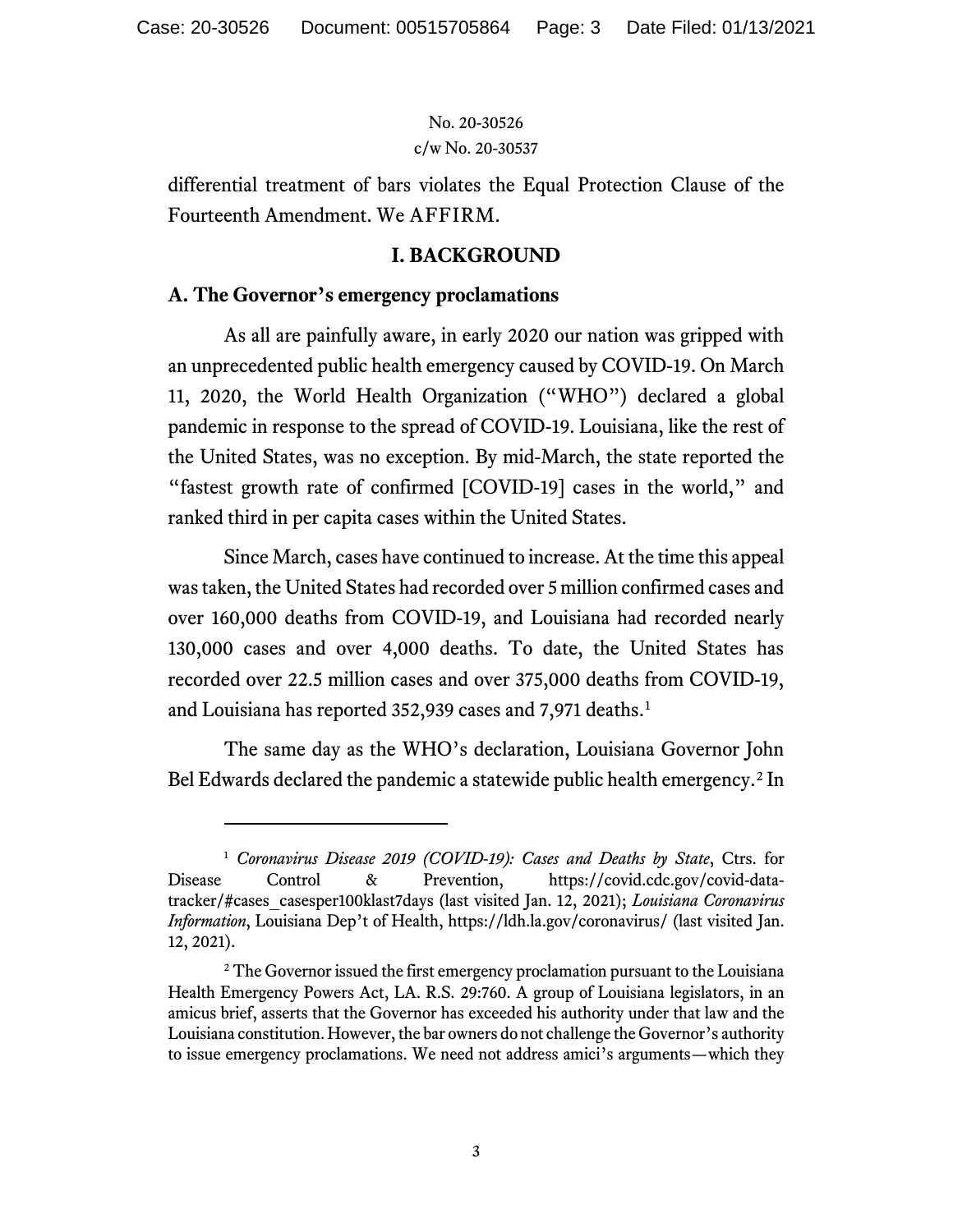differential treatment of bars violates the Equal Protection Clause of the Fourteenth Amendment. We AFFIRM.

## I. BACKGROUND

### A. The Governor's emergency proclamations

As all are painfully aware, in early 2020 our nation was gripped with an unprecedented public health emergency caused by COVID-19. On March 11, 2020, the World Health Organization ("WHO") declared a global pandemic in response to the spread of COVID-19. Louisiana, like the rest of the United States, was no exception. By mid-March, the state reported the "fastest growth rate of confirmed [COVID-19] cases in the world," and ranked third in per capita cases within the United States.

Since March, cases have continued to increase. At the time this appeal was taken, the United States had recorded over 5 million confirmed cases and over 160,000 deaths from COVID-19, and Louisiana had recorded nearly 130,000 cases and over 4,000 deaths. To date, the United States has recorded over 22.5 million cases and over 375,000 deaths from COVID-19, and Louisiana has reported 352,939 cases and 7,971 deaths.[1]

The same day as the WHO's declaration, Louisiana Governor John Bel Edwards declared the pandemic a statewide public health emergency.[2] In

---

[1] *Coronavirus Disease 2019 (COVID-19): Cases and Deaths by State*, Ctrs. for Disease Control & Prevention, https://covid.cdc.gov/covid-data-tracker/#cases_casesper100klast7days (last visited Jan. 12, 2021); *Louisiana Coronavirus Information*, Louisiana Dep't of Health, https://ldh.la.gov/coronavirus/ (last visited Jan. 12, 2021).

[2] The Governor issued the first emergency proclamation pursuant to the Louisiana Health Emergency Powers Act, LA. R.S. 29:760. A group of Louisiana legislators, in an amicus brief, asserts that the Governor has exceeded his authority under that law and the Louisiana constitution. However, the bar owners do not challenge the Governor's authority to issue emergency proclamations. We need not address amici's arguments—which they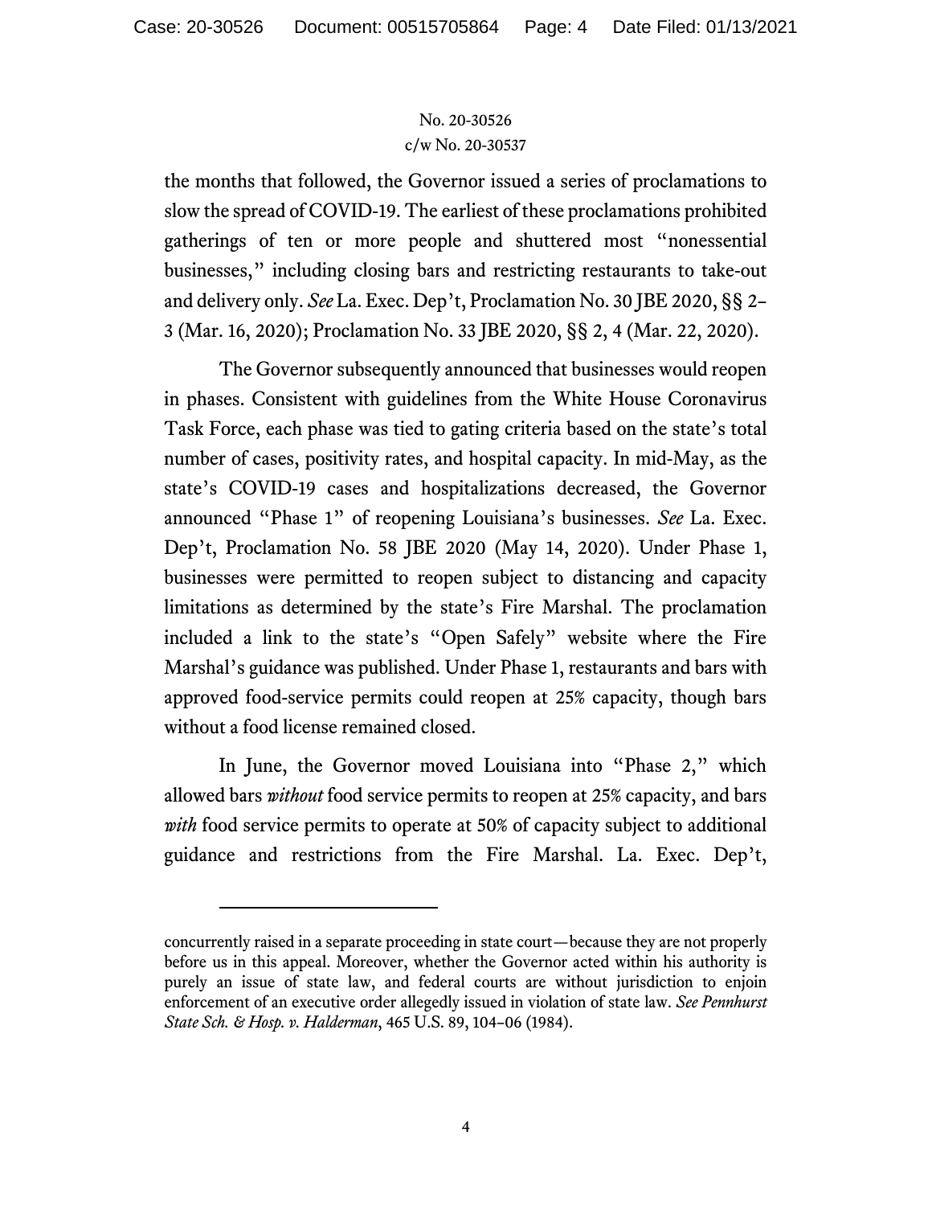the months that followed, the Governor issued a series of proclamations to slow the spread of COVID-19. The earliest of these proclamations prohibited gatherings of ten or more people and shuttered most "nonessential businesses," including closing bars and restricting restaurants to take-out and delivery only. *See* La. Exec. Dep't, Proclamation No. 30 JBE 2020, §§ 2–3 (Mar. 16, 2020); Proclamation No. 33 JBE 2020, §§ 2, 4 (Mar. 22, 2020).

The Governor subsequently announced that businesses would reopen in phases. Consistent with guidelines from the White House Coronavirus Task Force, each phase was tied to gating criteria based on the state's total number of cases, positivity rates, and hospital capacity. In mid-May, as the state's COVID-19 cases and hospitalizations decreased, the Governor announced "Phase 1" of reopening Louisiana's businesses. *See* La. Exec. Dep't, Proclamation No. 58 JBE 2020 (May 14, 2020). Under Phase 1, businesses were permitted to reopen subject to distancing and capacity limitations as determined by the state's Fire Marshal. The proclamation included a link to the state's "Open Safely" website where the Fire Marshal's guidance was published. Under Phase 1, restaurants and bars with approved food-service permits could reopen at 25% capacity, though bars without a food license remained closed.

In June, the Governor moved Louisiana into "Phase 2," which allowed bars *without* food service permits to reopen at 25% capacity, and bars *with* food service permits to operate at 50% of capacity subject to additional guidance and restrictions from the Fire Marshal. La. Exec. Dep't,

---

concurrently raised in a separate proceeding in state court—because they are not properly before us in this appeal. Moreover, whether the Governor acted within his authority is purely an issue of state law, and federal courts are without jurisdiction to enjoin enforcement of an executive order allegedly issued in violation of state law. *See Pennhurst State Sch. & Hosp. v. Halderman*, 465 U.S. 89, 104–06 (1984).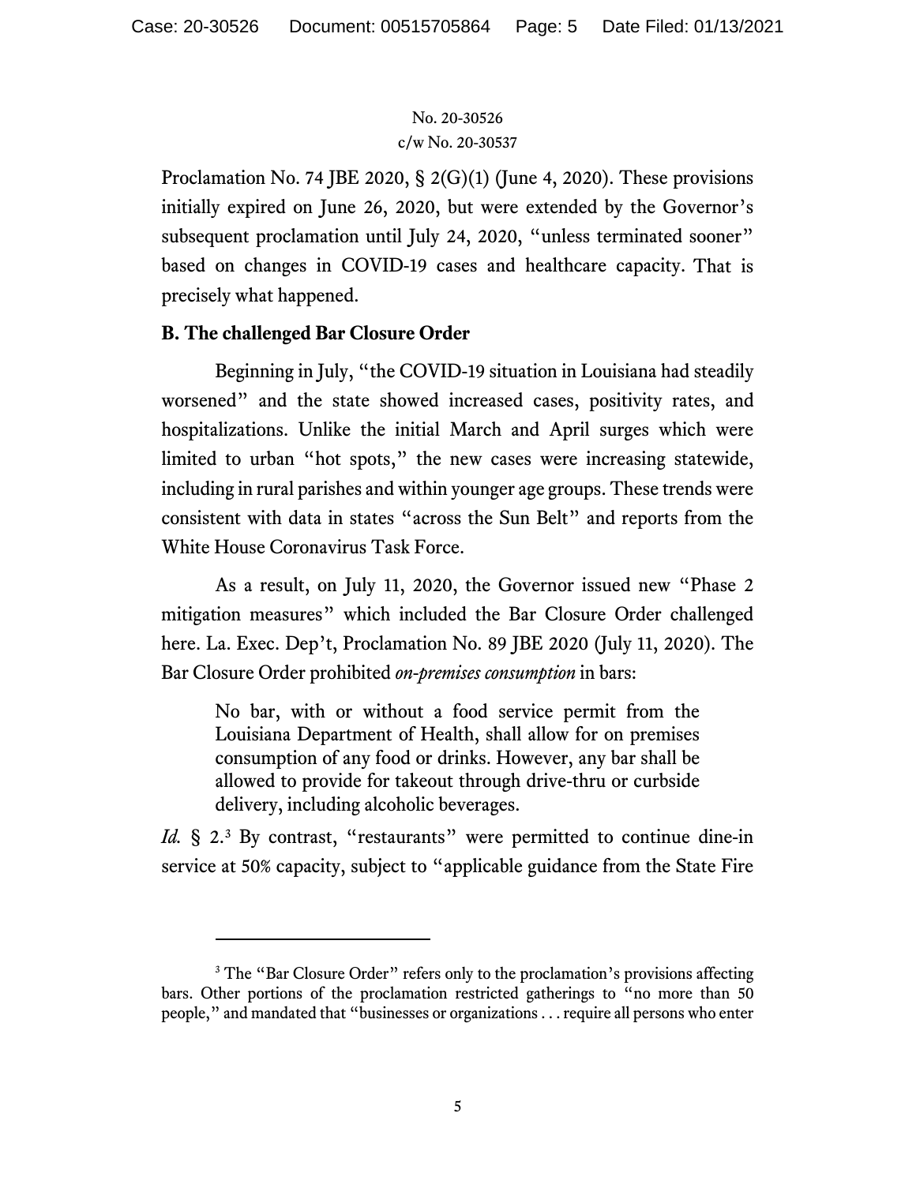Proclamation No. 74 JBE 2020, § 2(G)(1) (June 4, 2020). These provisions initially expired on June 26, 2020, but were extended by the Governor's subsequent proclamation until July 24, 2020, "unless terminated sooner" based on changes in COVID-19 cases and healthcare capacity. That is precisely what happened.

### B. The challenged Bar Closure Order

Beginning in July, "the COVID-19 situation in Louisiana had steadily worsened" and the state showed increased cases, positivity rates, and hospitalizations. Unlike the initial March and April surges which were limited to urban "hot spots," the new cases were increasing statewide, including in rural parishes and within younger age groups. These trends were consistent with data in states "across the Sun Belt" and reports from the White House Coronavirus Task Force.

As a result, on July 11, 2020, the Governor issued new "Phase 2 mitigation measures" which included the Bar Closure Order challenged here. La. Exec. Dep't, Proclamation No. 89 JBE 2020 (July 11, 2020). The Bar Closure Order prohibited *on-premises consumption* in bars:

> No bar, with or without a food service permit from the Louisiana Department of Health, shall allow for on premises consumption of any food or drinks. However, any bar shall be allowed to provide for takeout through drive-thru or curbside delivery, including alcoholic beverages.

*Id.* § 2.[3] By contrast, "restaurants" were permitted to continue dine-in service at 50% capacity, subject to "applicable guidance from the State Fire

---

[3] The "Bar Closure Order" refers only to the proclamation's provisions affecting bars. Other portions of the proclamation restricted gatherings to "no more than 50 people," and mandated that "businesses or organizations . . . require all persons who enter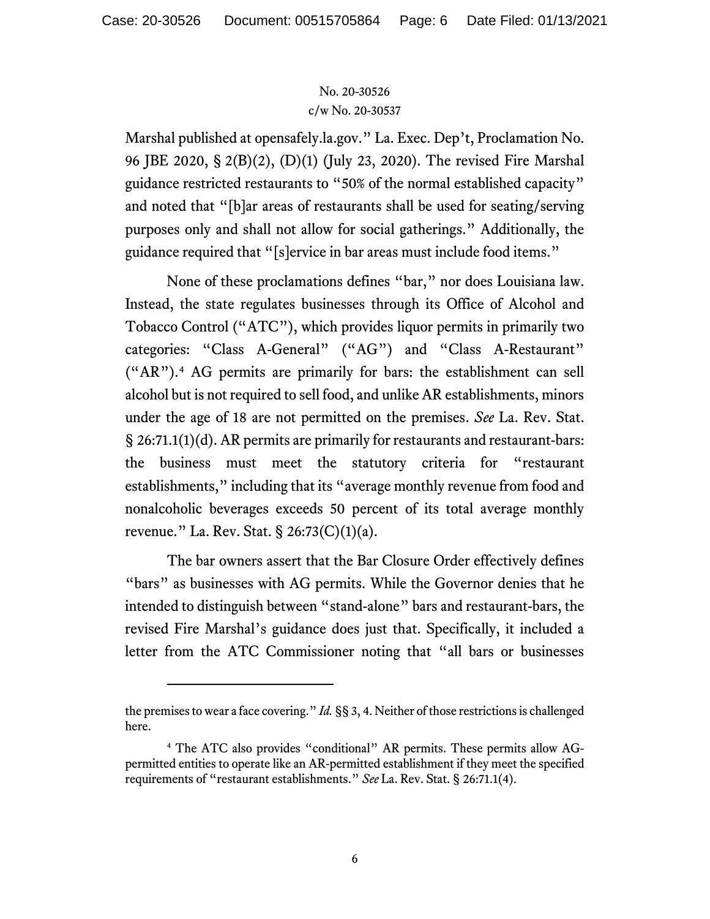Marshal published at opensafely.la.gov." La. Exec. Dep't, Proclamation No. 96 JBE 2020, § 2(B)(2), (D)(1) (July 23, 2020). The revised Fire Marshal guidance restricted restaurants to "50% of the normal established capacity" and noted that "[b]ar areas of restaurants shall be used for seating/serving purposes only and shall not allow for social gatherings." Additionally, the guidance required that "[s]ervice in bar areas must include food items."

None of these proclamations defines "bar," nor does Louisiana law. Instead, the state regulates businesses through its Office of Alcohol and Tobacco Control ("ATC"), which provides liquor permits in primarily two categories: "Class A-General" ("AG") and "Class A-Restaurant" ("AR").[4] AG permits are primarily for bars: the establishment can sell alcohol but is not required to sell food, and unlike AR establishments, minors under the age of 18 are not permitted on the premises. *See* La. Rev. Stat. § 26:71.1(1)(d). AR permits are primarily for restaurants and restaurant-bars: the business must meet the statutory criteria for "restaurant establishments," including that its "average monthly revenue from food and nonalcoholic beverages exceeds 50 percent of its total average monthly revenue." La. Rev. Stat. § 26:73(C)(1)(a).

The bar owners assert that the Bar Closure Order effectively defines "bars" as businesses with AG permits. While the Governor denies that he intended to distinguish between "stand-alone" bars and restaurant-bars, the revised Fire Marshal's guidance does just that. Specifically, it included a letter from the ATC Commissioner noting that "all bars or businesses

---

the premises to wear a face covering." *Id.* §§ 3, 4. Neither of those restrictions is challenged here.

[4] The ATC also provides "conditional" AR permits. These permits allow AG-permitted entities to operate like an AR-permitted establishment if they meet the specified requirements of "restaurant establishments." *See* La. Rev. Stat. § 26:71.1(4).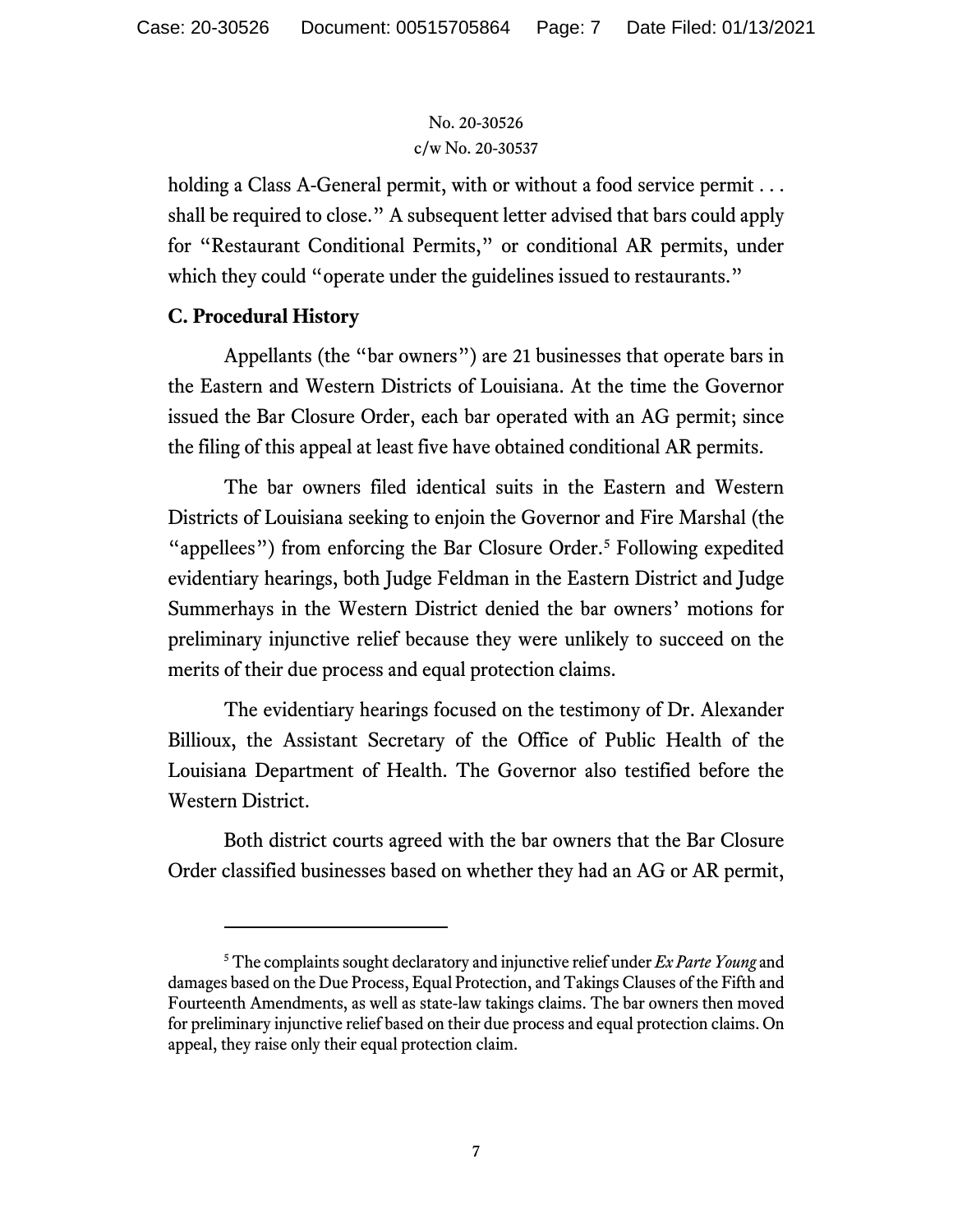holding a Class A-General permit, with or without a food service permit . . . shall be required to close." A subsequent letter advised that bars could apply for "Restaurant Conditional Permits," or conditional AR permits, under which they could "operate under the guidelines issued to restaurants."

### C. Procedural History

Appellants (the "bar owners") are 21 businesses that operate bars in the Eastern and Western Districts of Louisiana. At the time the Governor issued the Bar Closure Order, each bar operated with an AG permit; since the filing of this appeal at least five have obtained conditional AR permits.

The bar owners filed identical suits in the Eastern and Western Districts of Louisiana seeking to enjoin the Governor and Fire Marshal (the "appellees") from enforcing the Bar Closure Order.[5] Following expedited evidentiary hearings, both Judge Feldman in the Eastern District and Judge Summerhays in the Western District denied the bar owners' motions for preliminary injunctive relief because they were unlikely to succeed on the merits of their due process and equal protection claims.

The evidentiary hearings focused on the testimony of Dr. Alexander Billioux, the Assistant Secretary of the Office of Public Health of the Louisiana Department of Health. The Governor also testified before the Western District.

Both district courts agreed with the bar owners that the Bar Closure Order classified businesses based on whether they had an AG or AR permit,

---

[5] The complaints sought declaratory and injunctive relief under *Ex Parte Young* and damages based on the Due Process, Equal Protection, and Takings Clauses of the Fifth and Fourteenth Amendments, as well as state-law takings claims. The bar owners then moved for preliminary injunctive relief based on their due process and equal protection claims. On appeal, they raise only their equal protection claim.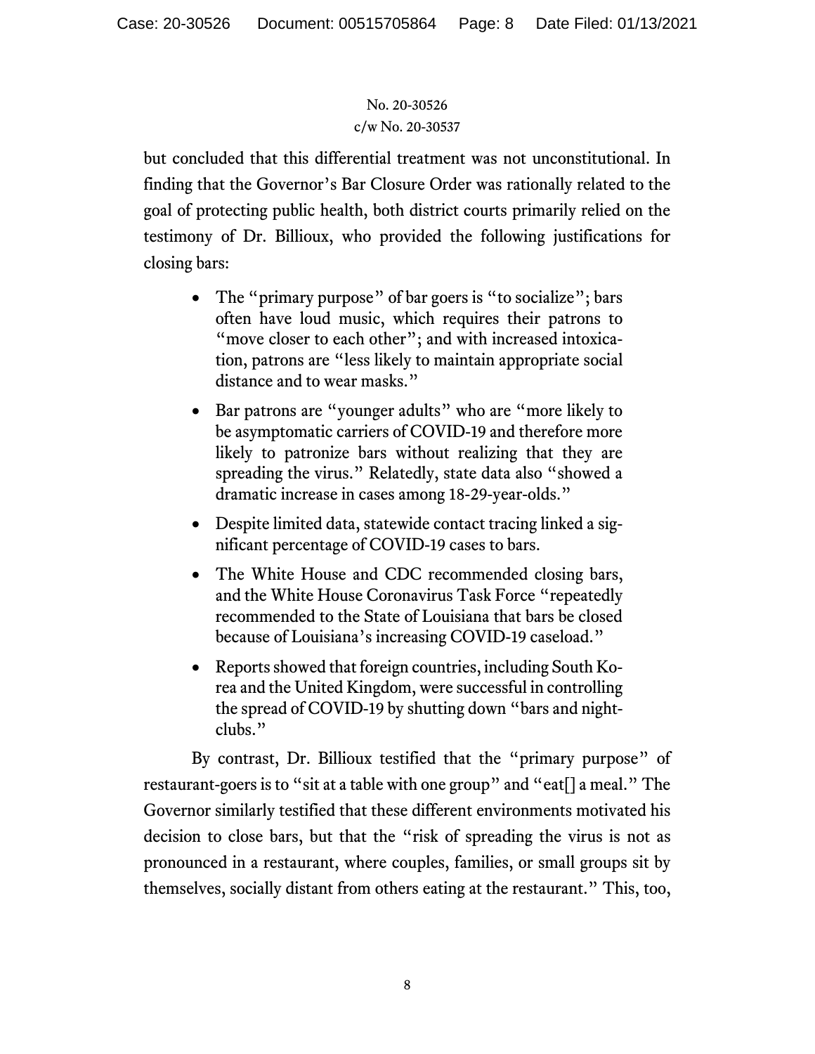but concluded that this differential treatment was not unconstitutional. In finding that the Governor's Bar Closure Order was rationally related to the goal of protecting public health, both district courts primarily relied on the testimony of Dr. Billioux, who provided the following justifications for closing bars:

- The "primary purpose" of bar goers is "to socialize"; bars often have loud music, which requires their patrons to "move closer to each other"; and with increased intoxication, patrons are "less likely to maintain appropriate social distance and to wear masks."
- Bar patrons are "younger adults" who are "more likely to be asymptomatic carriers of COVID-19 and therefore more likely to patronize bars without realizing that they are spreading the virus." Relatedly, state data also "showed a dramatic increase in cases among 18-29-year-olds."
- Despite limited data, statewide contact tracing linked a significant percentage of COVID-19 cases to bars.
- The White House and CDC recommended closing bars, and the White House Coronavirus Task Force "repeatedly recommended to the State of Louisiana that bars be closed because of Louisiana's increasing COVID-19 caseload."
- Reports showed that foreign countries, including South Korea and the United Kingdom, were successful in controlling the spread of COVID-19 by shutting down "bars and nightclubs."

By contrast, Dr. Billioux testified that the "primary purpose" of restaurant-goers is to "sit at a table with one group" and "eat[] a meal." The Governor similarly testified that these different environments motivated his decision to close bars, but that the "risk of spreading the virus is not as pronounced in a restaurant, where couples, families, or small groups sit by themselves, socially distant from others eating at the restaurant." This, too,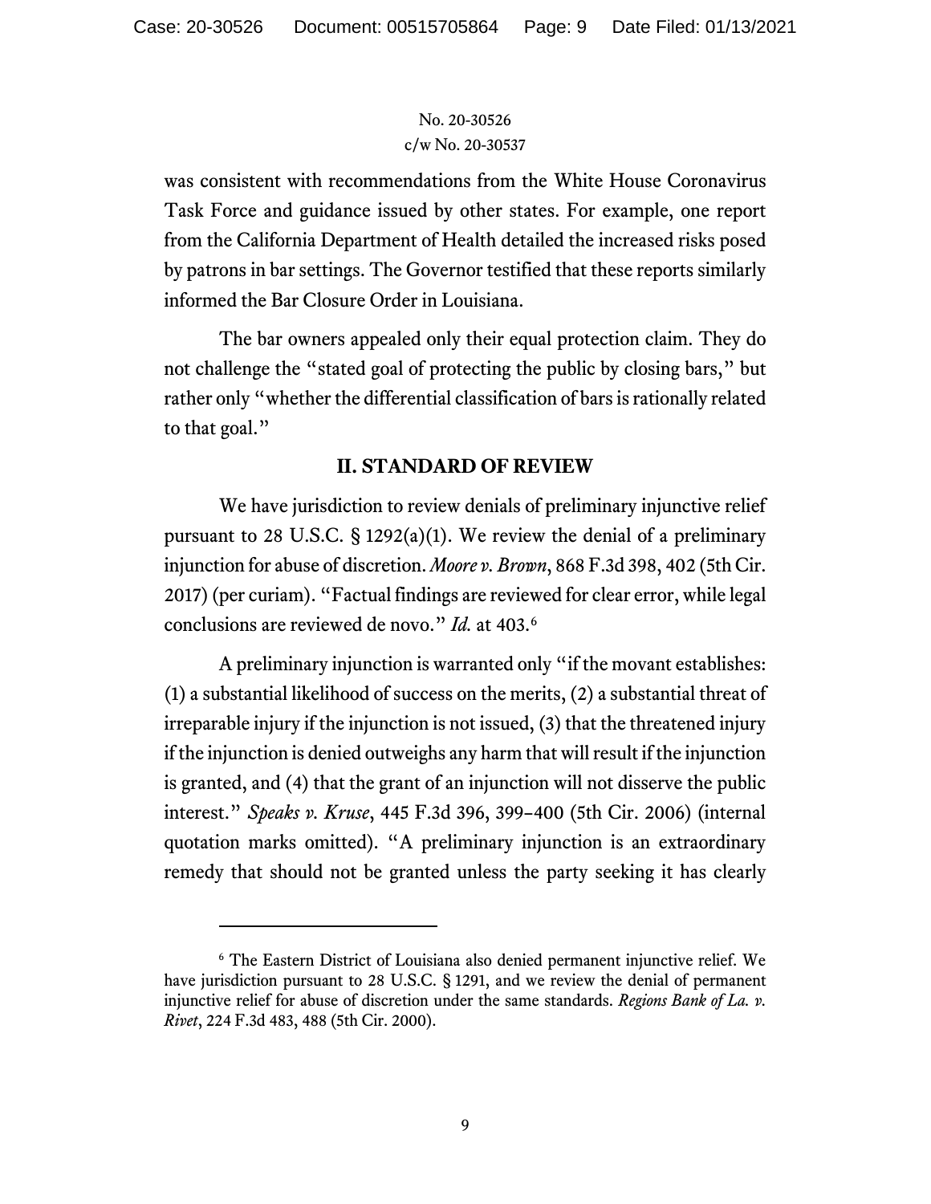was consistent with recommendations from the White House Coronavirus Task Force and guidance issued by other states. For example, one report from the California Department of Health detailed the increased risks posed by patrons in bar settings. The Governor testified that these reports similarly informed the Bar Closure Order in Louisiana.

The bar owners appealed only their equal protection claim. They do not challenge the "stated goal of protecting the public by closing bars," but rather only "whether the differential classification of bars is rationally related to that goal."

## II. STANDARD OF REVIEW

We have jurisdiction to review denials of preliminary injunctive relief pursuant to 28 U.S.C. § 1292(a)(1). We review the denial of a preliminary injunction for abuse of discretion. *Moore v. Brown*, 868 F.3d 398, 402 (5th Cir. 2017) (per curiam). "Factual findings are reviewed for clear error, while legal conclusions are reviewed de novo." *Id.* at 403.[6]

A preliminary injunction is warranted only "if the movant establishes: (1) a substantial likelihood of success on the merits, (2) a substantial threat of irreparable injury if the injunction is not issued, (3) that the threatened injury if the injunction is denied outweighs any harm that will result if the injunction is granted, and (4) that the grant of an injunction will not disserve the public interest." *Speaks v. Kruse*, 445 F.3d 396, 399–400 (5th Cir. 2006) (internal quotation marks omitted). "A preliminary injunction is an extraordinary remedy that should not be granted unless the party seeking it has clearly

---

[6] The Eastern District of Louisiana also denied permanent injunctive relief. We have jurisdiction pursuant to 28 U.S.C. § 1291, and we review the denial of permanent injunctive relief for abuse of discretion under the same standards. *Regions Bank of La. v. Rivet*, 224 F.3d 483, 488 (5th Cir. 2000).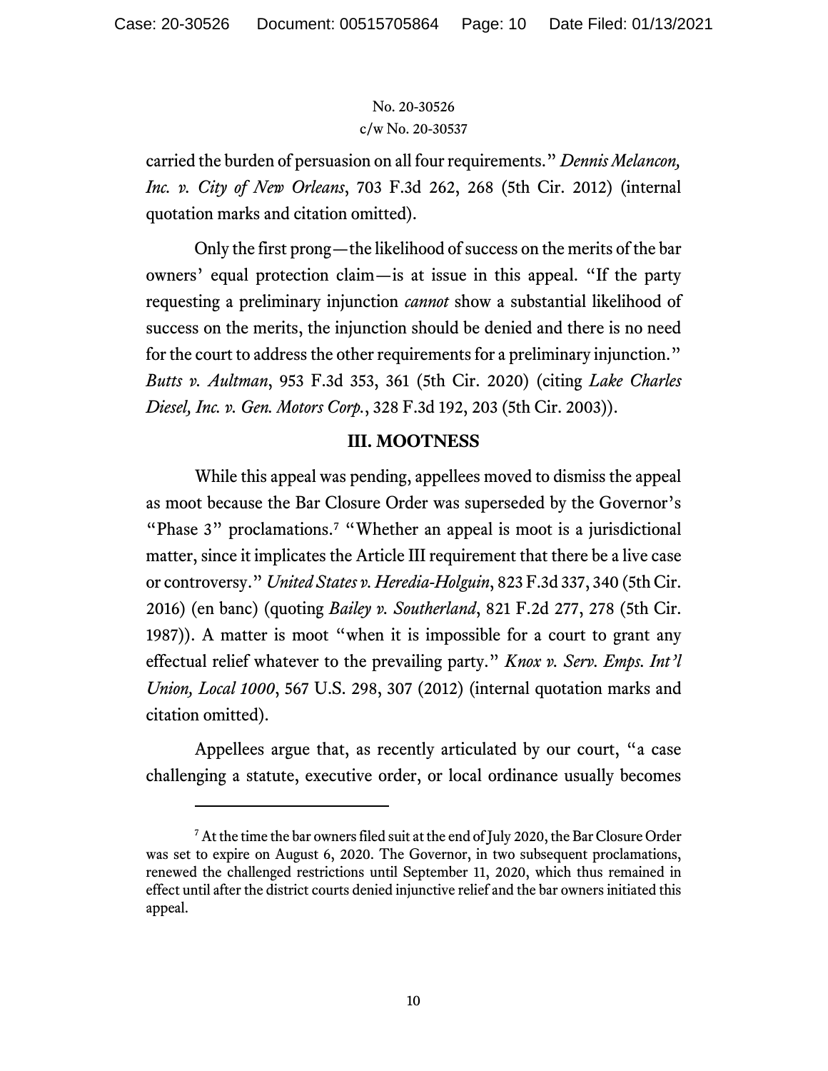carried the burden of persuasion on all four requirements." *Dennis Melancon, Inc. v. City of New Orleans*, 703 F.3d 262, 268 (5th Cir. 2012) (internal quotation marks and citation omitted).

Only the first prong—the likelihood of success on the merits of the bar owners' equal protection claim—is at issue in this appeal. "If the party requesting a preliminary injunction *cannot* show a substantial likelihood of success on the merits, the injunction should be denied and there is no need for the court to address the other requirements for a preliminary injunction." *Butts v. Aultman*, 953 F.3d 353, 361 (5th Cir. 2020) (citing *Lake Charles Diesel, Inc. v. Gen. Motors Corp.*, 328 F.3d 192, 203 (5th Cir. 2003)).

## III. MOOTNESS

While this appeal was pending, appellees moved to dismiss the appeal as moot because the Bar Closure Order was superseded by the Governor's "Phase 3" proclamations.[7] "Whether an appeal is moot is a jurisdictional matter, since it implicates the Article III requirement that there be a live case or controversy." *United States v. Heredia-Holguin*, 823 F.3d 337, 340 (5th Cir. 2016) (en banc) (quoting *Bailey v. Southerland*, 821 F.2d 277, 278 (5th Cir. 1987)). A matter is moot "when it is impossible for a court to grant any effectual relief whatever to the prevailing party." *Knox v. Serv. Emps. Int'l Union, Local 1000*, 567 U.S. 298, 307 (2012) (internal quotation marks and citation omitted).

Appellees argue that, as recently articulated by our court, "a case challenging a statute, executive order, or local ordinance usually becomes

---

[7] At the time the bar owners filed suit at the end of July 2020, the Bar Closure Order was set to expire on August 6, 2020. The Governor, in two subsequent proclamations, renewed the challenged restrictions until September 11, 2020, which thus remained in effect until after the district courts denied injunctive relief and the bar owners initiated this appeal.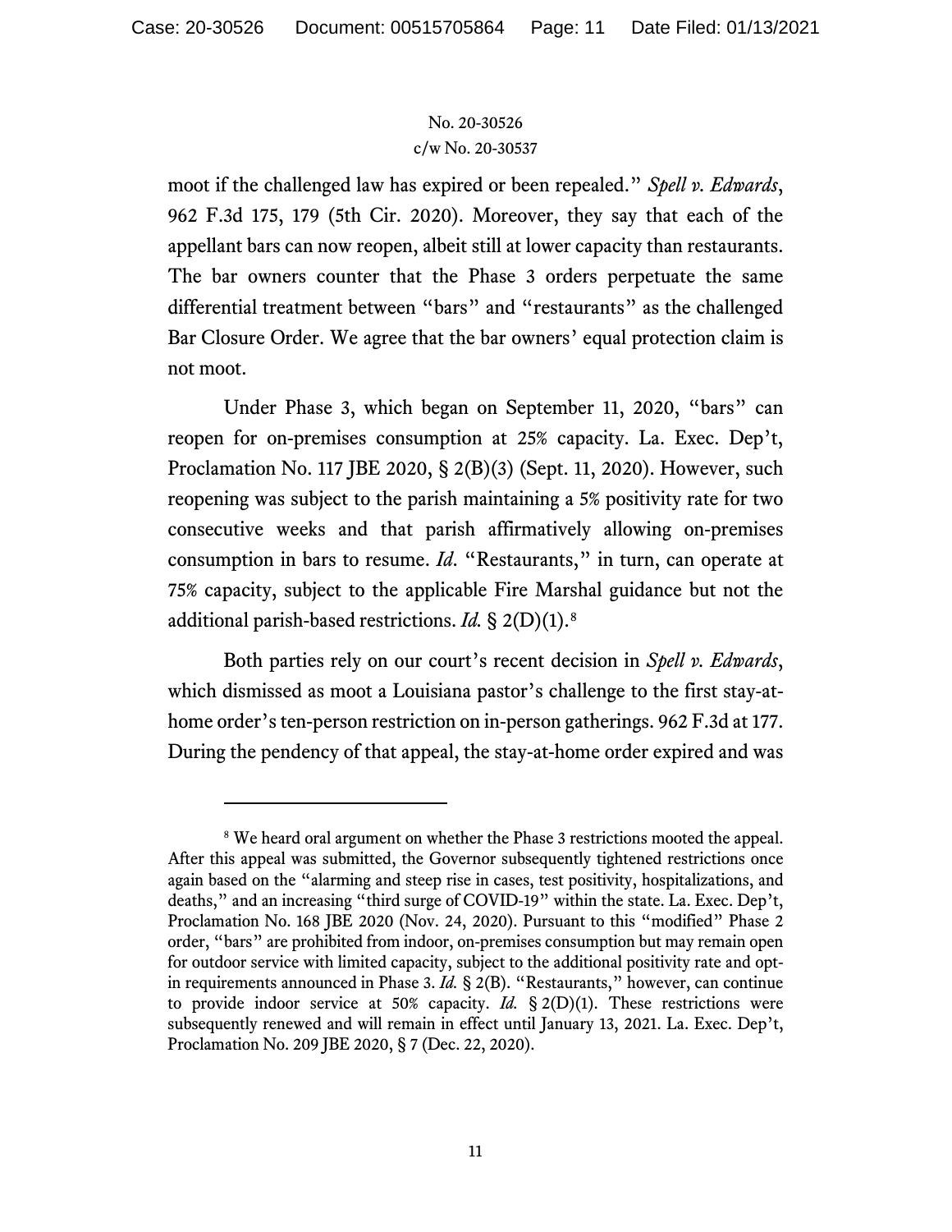moot if the challenged law has expired or been repealed." *Spell v. Edwards*, 962 F.3d 175, 179 (5th Cir. 2020). Moreover, they say that each of the appellant bars can now reopen, albeit still at lower capacity than restaurants. The bar owners counter that the Phase 3 orders perpetuate the same differential treatment between "bars" and "restaurants" as the challenged Bar Closure Order. We agree that the bar owners' equal protection claim is not moot.

Under Phase 3, which began on September 11, 2020, "bars" can reopen for on-premises consumption at 25% capacity. La. Exec. Dep't, Proclamation No. 117 JBE 2020, § 2(B)(3) (Sept. 11, 2020). However, such reopening was subject to the parish maintaining a 5% positivity rate for two consecutive weeks and that parish affirmatively allowing on-premises consumption in bars to resume. *Id*. "Restaurants," in turn, can operate at 75% capacity, subject to the applicable Fire Marshal guidance but not the additional parish-based restrictions. *Id.* § 2(D)(1).[8]

Both parties rely on our court's recent decision in *Spell v. Edwards*, which dismissed as moot a Louisiana pastor's challenge to the first stay-at-home order's ten-person restriction on in-person gatherings. 962 F.3d at 177. During the pendency of that appeal, the stay-at-home order expired and was

---

[8] We heard oral argument on whether the Phase 3 restrictions mooted the appeal. After this appeal was submitted, the Governor subsequently tightened restrictions once again based on the "alarming and steep rise in cases, test positivity, hospitalizations, and deaths," and an increasing "third surge of COVID-19" within the state. La. Exec. Dep't, Proclamation No. 168 JBE 2020 (Nov. 24, 2020). Pursuant to this "modified" Phase 2 order, "bars" are prohibited from indoor, on-premises consumption but may remain open for outdoor service with limited capacity, subject to the additional positivity rate and opt-in requirements announced in Phase 3. *Id.* § 2(B). "Restaurants," however, can continue to provide indoor service at 50% capacity. *Id.* § 2(D)(1). These restrictions were subsequently renewed and will remain in effect until January 13, 2021. La. Exec. Dep't, Proclamation No. 209 JBE 2020, § 7 (Dec. 22, 2020).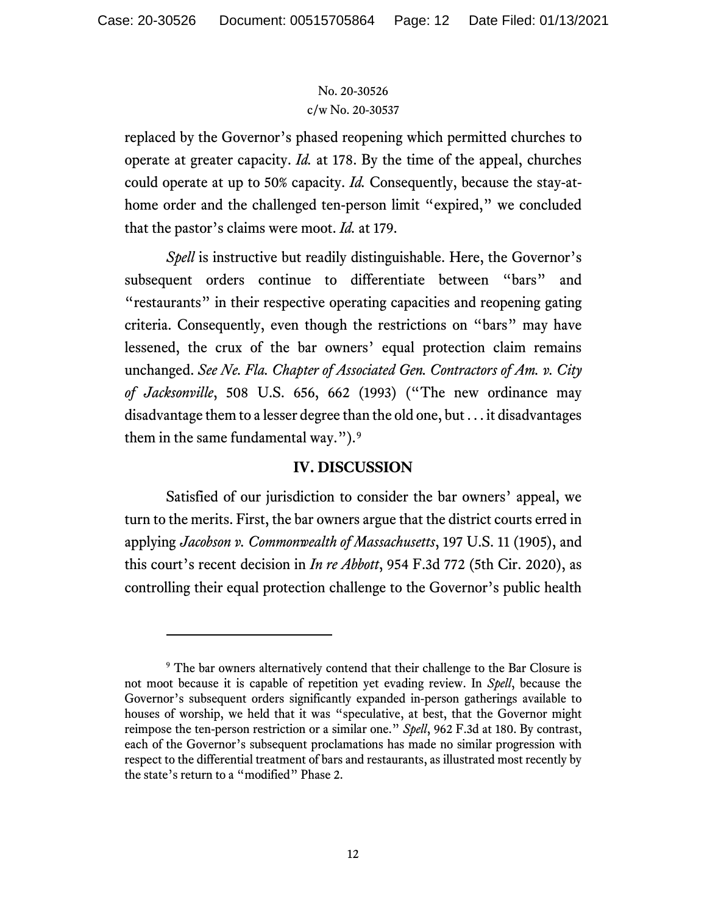replaced by the Governor's phased reopening which permitted churches to operate at greater capacity. *Id.* at 178. By the time of the appeal, churches could operate at up to 50% capacity. *Id.* Consequently, because the stay-at-home order and the challenged ten-person limit "expired," we concluded that the pastor's claims were moot. *Id.* at 179.

*Spell* is instructive but readily distinguishable. Here, the Governor's subsequent orders continue to differentiate between "bars" and "restaurants" in their respective operating capacities and reopening gating criteria. Consequently, even though the restrictions on "bars" may have lessened, the crux of the bar owners' equal protection claim remains unchanged. *See Ne. Fla. Chapter of Associated Gen. Contractors of Am. v. City of Jacksonville*, 508 U.S. 656, 662 (1993) ("The new ordinance may disadvantage them to a lesser degree than the old one, but . . . it disadvantages them in the same fundamental way.").[9]

## IV. DISCUSSION

Satisfied of our jurisdiction to consider the bar owners' appeal, we turn to the merits. First, the bar owners argue that the district courts erred in applying *Jacobson v. Commonwealth of Massachusetts*, 197 U.S. 11 (1905), and this court's recent decision in *In re Abbott*, 954 F.3d 772 (5th Cir. 2020), as controlling their equal protection challenge to the Governor's public health

---

[9] The bar owners alternatively contend that their challenge to the Bar Closure is not moot because it is capable of repetition yet evading review. In *Spell*, because the Governor's subsequent orders significantly expanded in-person gatherings available to houses of worship, we held that it was "speculative, at best, that the Governor might reimpose the ten-person restriction or a similar one." *Spell*, 962 F.3d at 180. By contrast, each of the Governor's subsequent proclamations has made no similar progression with respect to the differential treatment of bars and restaurants, as illustrated most recently by the state's return to a "modified" Phase 2.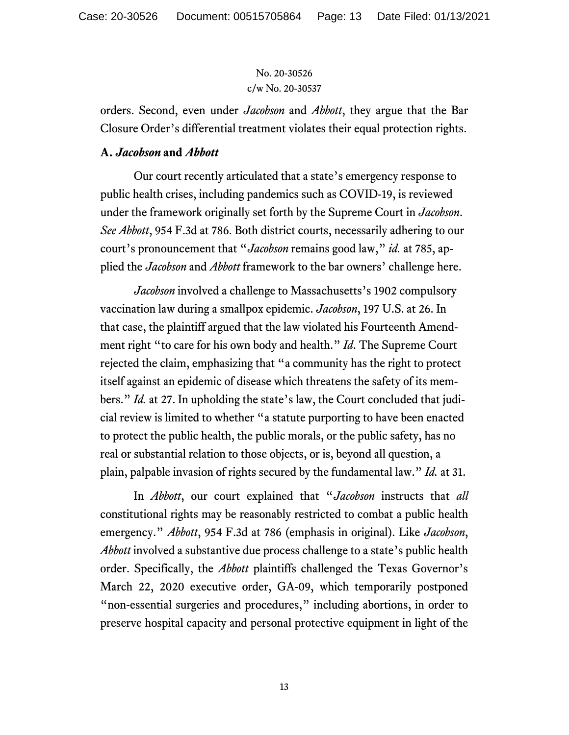orders. Second, even under *Jacobson* and *Abbott*, they argue that the Bar Closure Order's differential treatment violates their equal protection rights.

### A. *Jacobson* and *Abbott*

Our court recently articulated that a state's emergency response to public health crises, including pandemics such as COVID-19, is reviewed under the framework originally set forth by the Supreme Court in *Jacobson*. *See Abbott*, 954 F.3d at 786. Both district courts, necessarily adhering to our court's pronouncement that "*Jacobson* remains good law," *id.* at 785, applied the *Jacobson* and *Abbott* framework to the bar owners' challenge here.

*Jacobson* involved a challenge to Massachusetts's 1902 compulsory vaccination law during a smallpox epidemic. *Jacobson*, 197 U.S. at 26. In that case, the plaintiff argued that the law violated his Fourteenth Amendment right "to care for his own body and health." *Id*. The Supreme Court rejected the claim, emphasizing that "a community has the right to protect itself against an epidemic of disease which threatens the safety of its members." *Id.* at 27. In upholding the state's law, the Court concluded that judicial review is limited to whether "a statute purporting to have been enacted to protect the public health, the public morals, or the public safety, has no real or substantial relation to those objects, or is, beyond all question, a plain, palpable invasion of rights secured by the fundamental law." *Id.* at 31.

In *Abbott*, our court explained that "*Jacobson* instructs that *all* constitutional rights may be reasonably restricted to combat a public health emergency." *Abbott*, 954 F.3d at 786 (emphasis in original). Like *Jacobson*, *Abbott* involved a substantive due process challenge to a state's public health order. Specifically, the *Abbott* plaintiffs challenged the Texas Governor's March 22, 2020 executive order, GA-09, which temporarily postponed "non-essential surgeries and procedures," including abortions, in order to preserve hospital capacity and personal protective equipment in light of the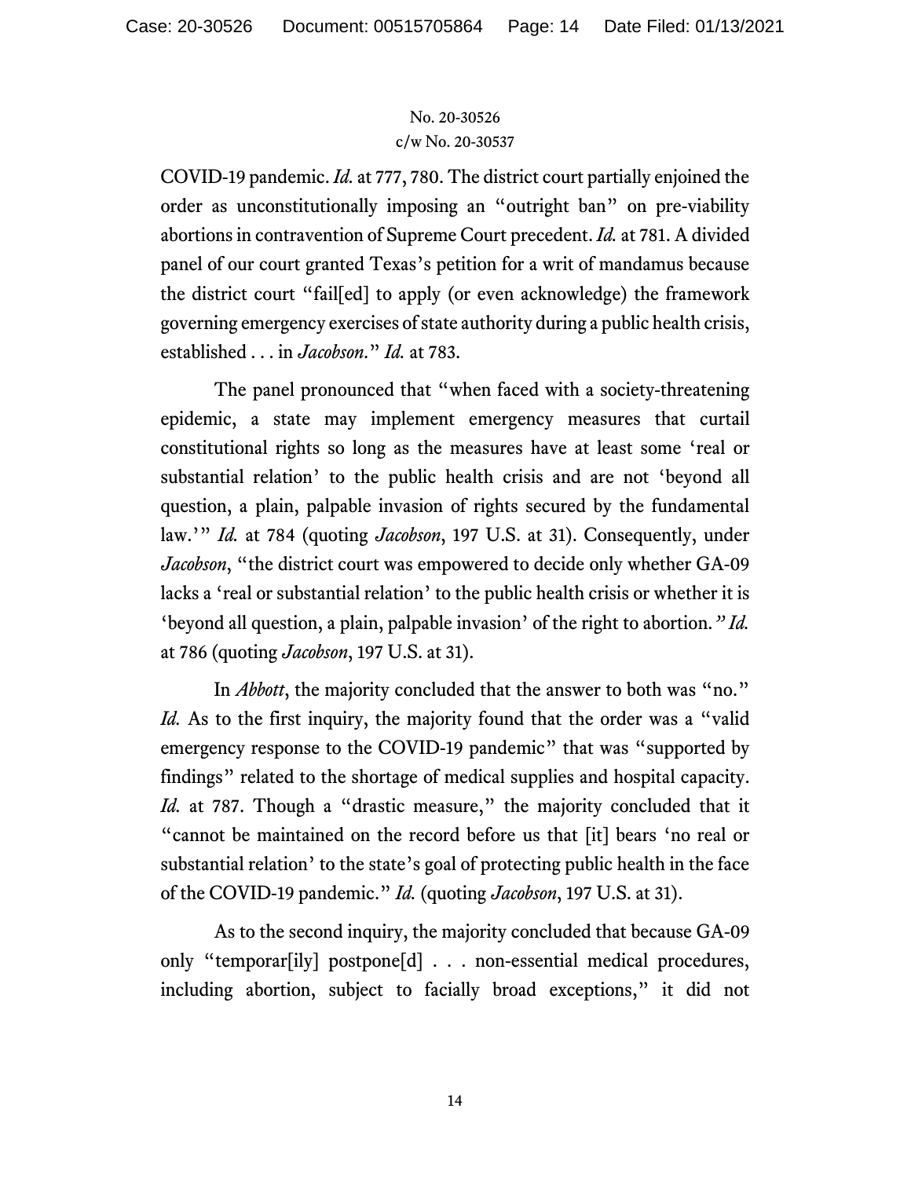COVID-19 pandemic. *Id.* at 777, 780. The district court partially enjoined the order as unconstitutionally imposing an "outright ban" on pre-viability abortions in contravention of Supreme Court precedent. *Id.* at 781. A divided panel of our court granted Texas's petition for a writ of mandamus because the district court "fail[ed] to apply (or even acknowledge) the framework governing emergency exercises of state authority during a public health crisis, established . . . in *Jacobson*." *Id.* at 783.

The panel pronounced that "when faced with a society-threatening epidemic, a state may implement emergency measures that curtail constitutional rights so long as the measures have at least some 'real or substantial relation' to the public health crisis and are not 'beyond all question, a plain, palpable invasion of rights secured by the fundamental law.'" *Id.* at 784 (quoting *Jacobson*, 197 U.S. at 31). Consequently, under *Jacobson*, "the district court was empowered to decide only whether GA-09 lacks a 'real or substantial relation' to the public health crisis or whether it is 'beyond all question, a plain, palpable invasion' of the right to abortion." *Id.* at 786 (quoting *Jacobson*, 197 U.S. at 31).

In *Abbott*, the majority concluded that the answer to both was "no." *Id.* As to the first inquiry, the majority found that the order was a "valid emergency response to the COVID-19 pandemic" that was "supported by findings" related to the shortage of medical supplies and hospital capacity. *Id.* at 787. Though a "drastic measure," the majority concluded that it "cannot be maintained on the record before us that [it] bears 'no real or substantial relation' to the state's goal of protecting public health in the face of the COVID-19 pandemic." *Id.* (quoting *Jacobson*, 197 U.S. at 31).

As to the second inquiry, the majority concluded that because GA-09 only "temporar[ily] postpone[d] . . . non-essential medical procedures, including abortion, subject to facially broad exceptions," it did not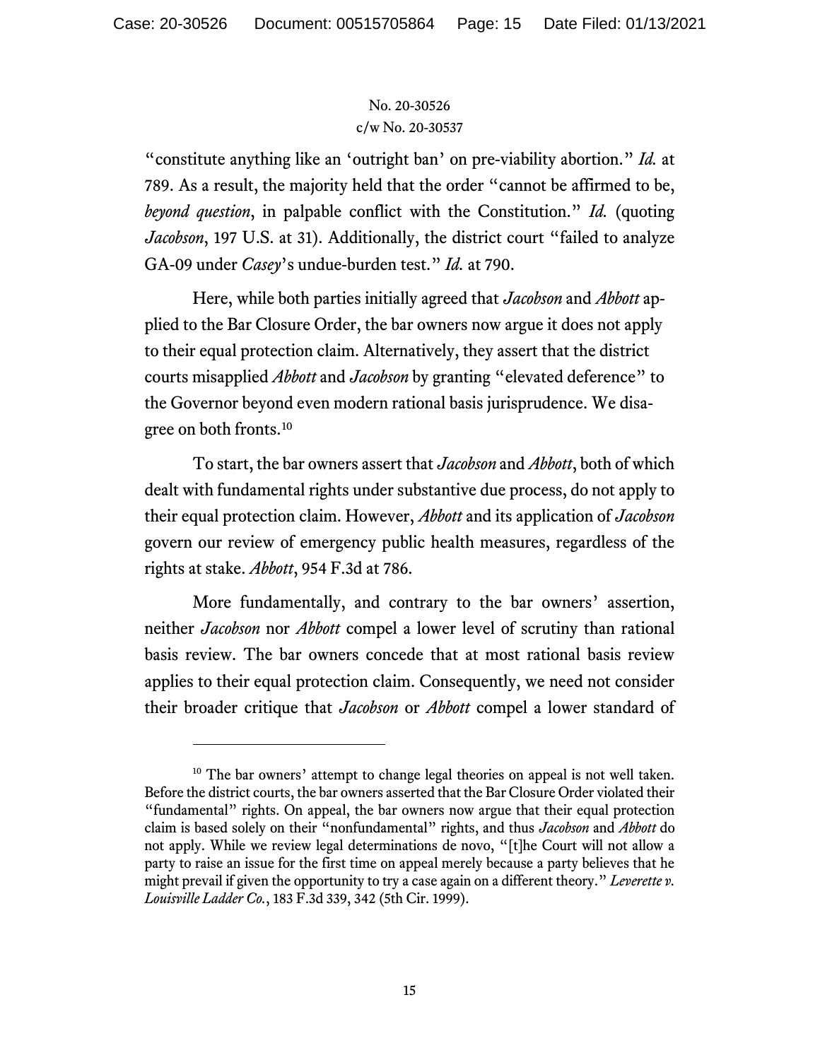"constitute anything like an 'outright ban' on pre-viability abortion." *Id.* at 789. As a result, the majority held that the order "cannot be affirmed to be, *beyond question*, in palpable conflict with the Constitution." *Id.* (quoting *Jacobson*, 197 U.S. at 31). Additionally, the district court "failed to analyze GA-09 under *Casey*'s undue-burden test." *Id.* at 790.

Here, while both parties initially agreed that *Jacobson* and *Abbott* applied to the Bar Closure Order, the bar owners now argue it does not apply to their equal protection claim. Alternatively, they assert that the district courts misapplied *Abbott* and *Jacobson* by granting "elevated deference" to the Governor beyond even modern rational basis jurisprudence. We disagree on both fronts.[10]

To start, the bar owners assert that *Jacobson* and *Abbott*, both of which dealt with fundamental rights under substantive due process, do not apply to their equal protection claim. However, *Abbott* and its application of *Jacobson* govern our review of emergency public health measures, regardless of the rights at stake. *Abbott*, 954 F.3d at 786.

More fundamentally, and contrary to the bar owners' assertion, neither *Jacobson* nor *Abbott* compel a lower level of scrutiny than rational basis review. The bar owners concede that at most rational basis review applies to their equal protection claim. Consequently, we need not consider their broader critique that *Jacobson* or *Abbott* compel a lower standard of

---

[10] The bar owners' attempt to change legal theories on appeal is not well taken. Before the district courts, the bar owners asserted that the Bar Closure Order violated their "fundamental" rights. On appeal, the bar owners now argue that their equal protection claim is based solely on their "nonfundamental" rights, and thus *Jacobson* and *Abbott* do not apply. While we review legal determinations de novo, "[t]he Court will not allow a party to raise an issue for the first time on appeal merely because a party believes that he might prevail if given the opportunity to try a case again on a different theory." *Leverette v. Louisville Ladder Co.*, 183 F.3d 339, 342 (5th Cir. 1999).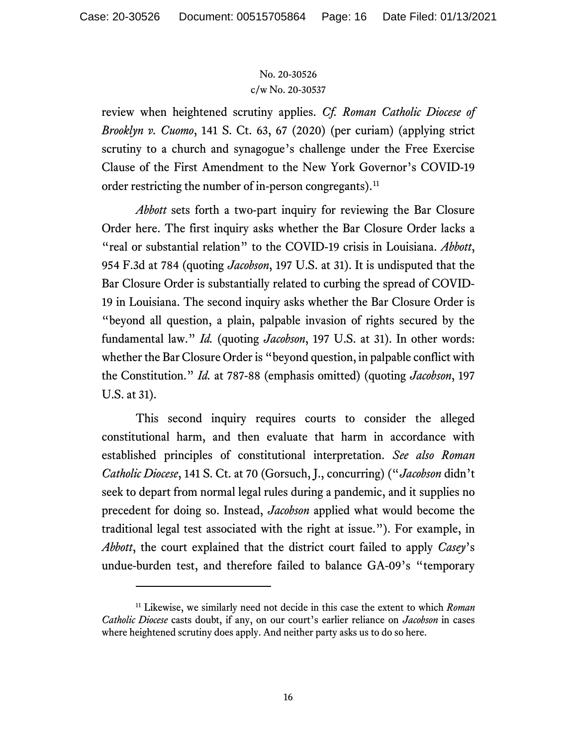review when heightened scrutiny applies. *Cf. Roman Catholic Diocese of Brooklyn v. Cuomo*, 141 S. Ct. 63, 67 (2020) (per curiam) (applying strict scrutiny to a church and synagogue's challenge under the Free Exercise Clause of the First Amendment to the New York Governor's COVID-19 order restricting the number of in-person congregants).[11]

*Abbott* sets forth a two-part inquiry for reviewing the Bar Closure Order here. The first inquiry asks whether the Bar Closure Order lacks a "real or substantial relation" to the COVID-19 crisis in Louisiana. *Abbott*, 954 F.3d at 784 (quoting *Jacobson*, 197 U.S. at 31). It is undisputed that the Bar Closure Order is substantially related to curbing the spread of COVID-19 in Louisiana. The second inquiry asks whether the Bar Closure Order is "beyond all question, a plain, palpable invasion of rights secured by the fundamental law." *Id.* (quoting *Jacobson*, 197 U.S. at 31). In other words: whether the Bar Closure Order is "beyond question, in palpable conflict with the Constitution." *Id.* at 787-88 (emphasis omitted) (quoting *Jacobson*, 197 U.S. at 31).

This second inquiry requires courts to consider the alleged constitutional harm, and then evaluate that harm in accordance with established principles of constitutional interpretation. *See also Roman Catholic Diocese*, 141 S. Ct. at 70 (Gorsuch, J., concurring) ("*Jacobson* didn't seek to depart from normal legal rules during a pandemic, and it supplies no precedent for doing so. Instead, *Jacobson* applied what would become the traditional legal test associated with the right at issue."). For example, in *Abbott*, the court explained that the district court failed to apply *Casey*'s undue-burden test, and therefore failed to balance GA-09's "temporary

---

[11] Likewise, we similarly need not decide in this case the extent to which *Roman Catholic Diocese* casts doubt, if any, on our court's earlier reliance on *Jacobson* in cases where heightened scrutiny does apply. And neither party asks us to do so here.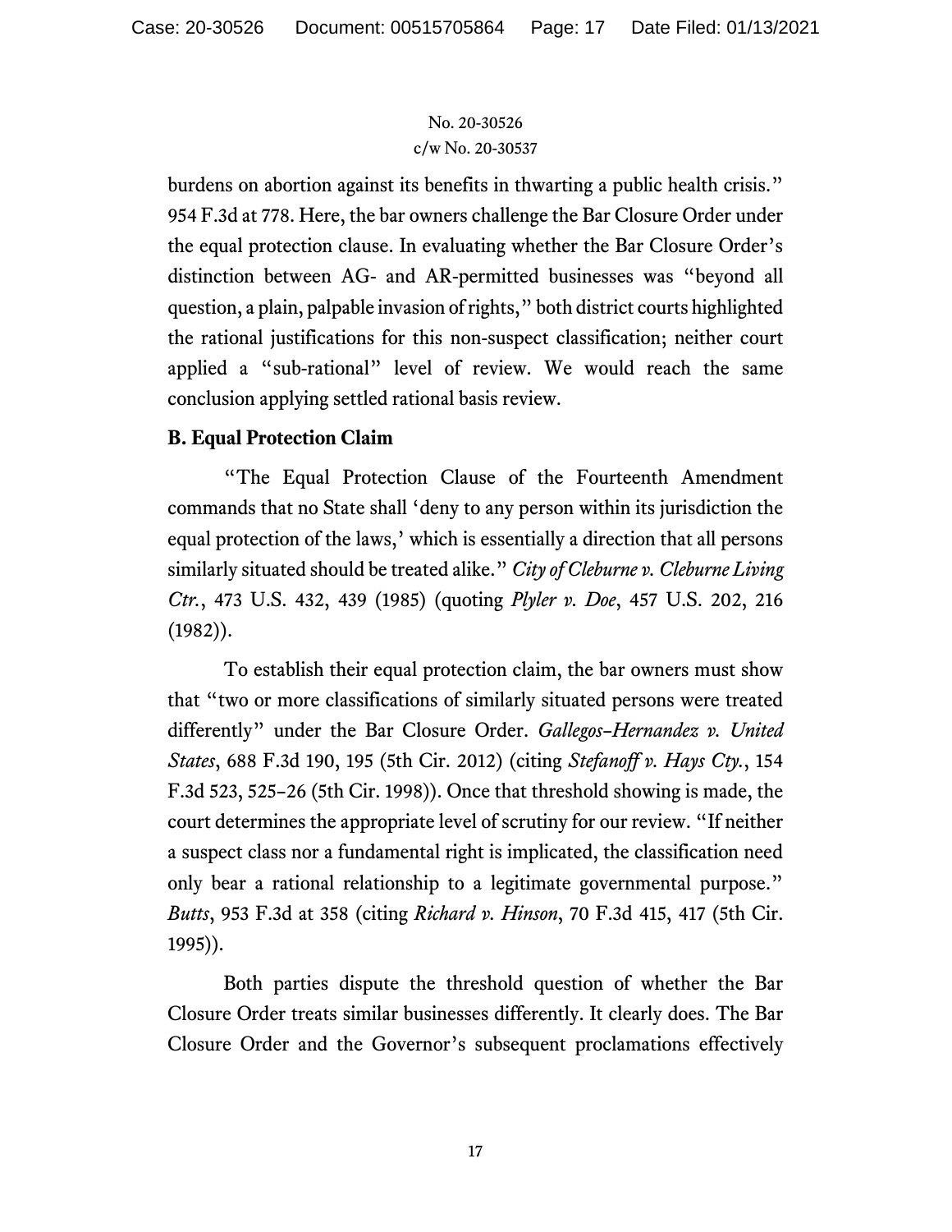burdens on abortion against its benefits in thwarting a public health crisis." 954 F.3d at 778. Here, the bar owners challenge the Bar Closure Order under the equal protection clause. In evaluating whether the Bar Closure Order's distinction between AG- and AR-permitted businesses was "beyond all question, a plain, palpable invasion of rights," both district courts highlighted the rational justifications for this non-suspect classification; neither court applied a "sub-rational" level of review. We would reach the same conclusion applying settled rational basis review.

**B. Equal Protection Claim**

"The Equal Protection Clause of the Fourteenth Amendment commands that no State shall 'deny to any person within its jurisdiction the equal protection of the laws,' which is essentially a direction that all persons similarly situated should be treated alike." *City of Cleburne v. Cleburne Living Ctr.*, 473 U.S. 432, 439 (1985) (quoting *Plyler v. Doe*, 457 U.S. 202, 216 (1982)).

To establish their equal protection claim, the bar owners must show that "two or more classifications of similarly situated persons were treated differently" under the Bar Closure Order. *Gallegos–Hernandez v. United States*, 688 F.3d 190, 195 (5th Cir. 2012) (citing *Stefanoff v. Hays Cty.*, 154 F.3d 523, 525–26 (5th Cir. 1998)). Once that threshold showing is made, the court determines the appropriate level of scrutiny for our review. "If neither a suspect class nor a fundamental right is implicated, the classification need only bear a rational relationship to a legitimate governmental purpose." *Butts*, 953 F.3d at 358 (citing *Richard v. Hinson*, 70 F.3d 415, 417 (5th Cir. 1995)).

Both parties dispute the threshold question of whether the Bar Closure Order treats similar businesses differently. It clearly does. The Bar Closure Order and the Governor's subsequent proclamations effectively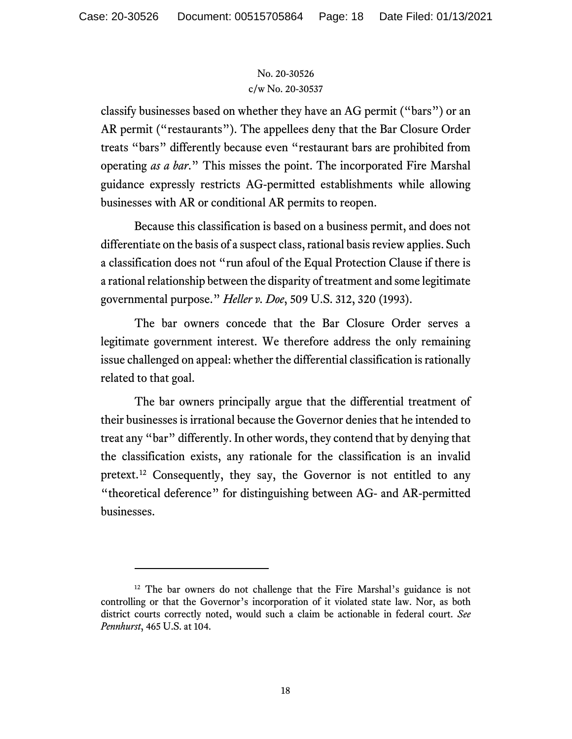classify businesses based on whether they have an AG permit ("bars") or an AR permit ("restaurants"). The appellees deny that the Bar Closure Order treats "bars" differently because even "restaurant bars are prohibited from operating *as a bar*." This misses the point. The incorporated Fire Marshal guidance expressly restricts AG-permitted establishments while allowing businesses with AR or conditional AR permits to reopen.

Because this classification is based on a business permit, and does not differentiate on the basis of a suspect class, rational basis review applies. Such a classification does not "run afoul of the Equal Protection Clause if there is a rational relationship between the disparity of treatment and some legitimate governmental purpose." *Heller v. Doe*, 509 U.S. 312, 320 (1993).

The bar owners concede that the Bar Closure Order serves a legitimate government interest. We therefore address the only remaining issue challenged on appeal: whether the differential classification is rationally related to that goal.

The bar owners principally argue that the differential treatment of their businesses is irrational because the Governor denies that he intended to treat any "bar" differently. In other words, they contend that by denying that the classification exists, any rationale for the classification is an invalid pretext.[12] Consequently, they say, the Governor is not entitled to any "theoretical deference" for distinguishing between AG- and AR-permitted businesses.

---

[12] The bar owners do not challenge that the Fire Marshal's guidance is not controlling or that the Governor's incorporation of it violated state law. Nor, as both district courts correctly noted, would such a claim be actionable in federal court. *See Pennhurst*, 465 U.S. at 104.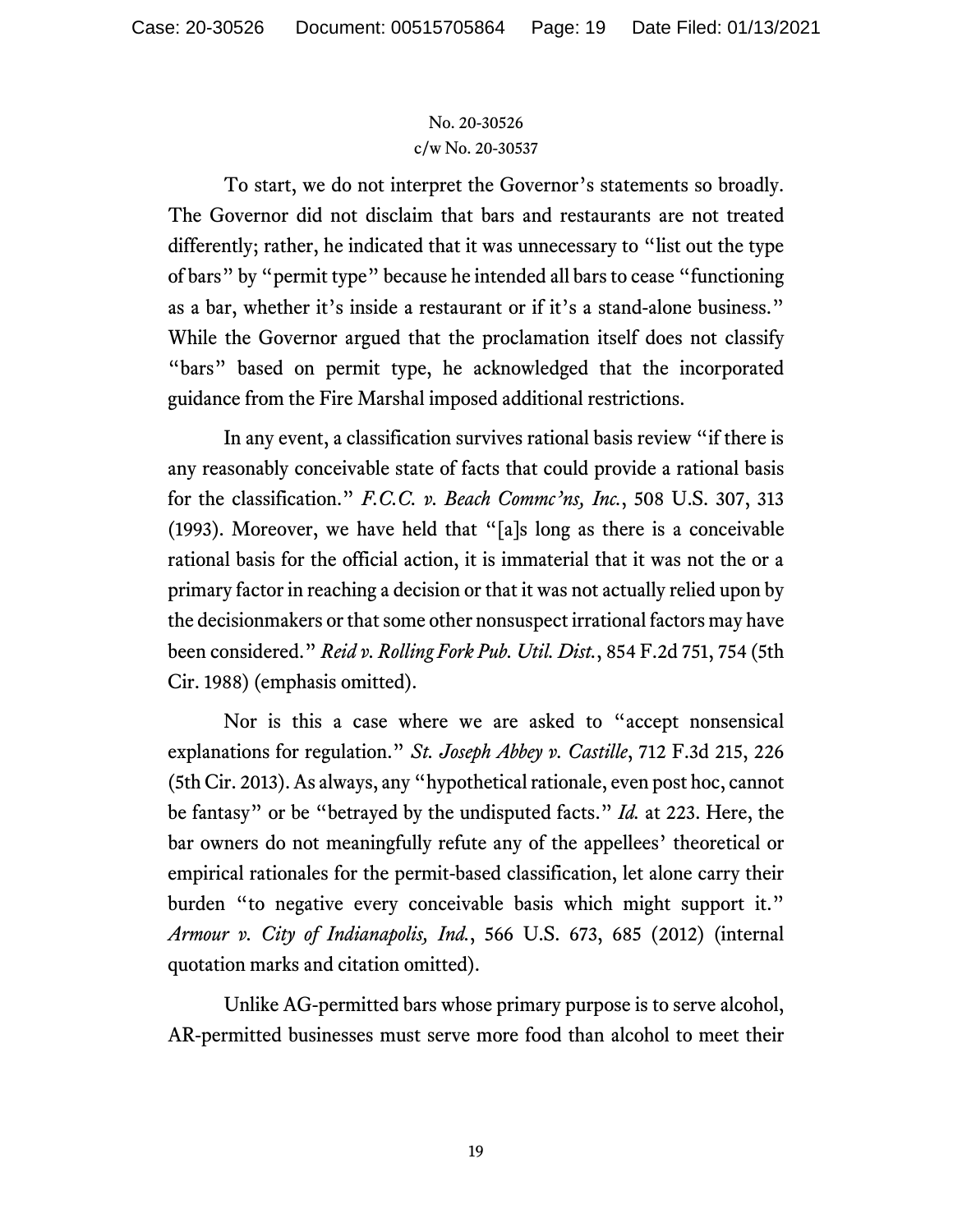To start, we do not interpret the Governor's statements so broadly. The Governor did not disclaim that bars and restaurants are not treated differently; rather, he indicated that it was unnecessary to "list out the type of bars" by "permit type" because he intended all bars to cease "functioning as a bar, whether it's inside a restaurant or if it's a stand-alone business." While the Governor argued that the proclamation itself does not classify "bars" based on permit type, he acknowledged that the incorporated guidance from the Fire Marshal imposed additional restrictions.

In any event, a classification survives rational basis review "if there is any reasonably conceivable state of facts that could provide a rational basis for the classification." *F.C.C. v. Beach Commc'ns, Inc.*, 508 U.S. 307, 313 (1993). Moreover, we have held that "[a]s long as there is a conceivable rational basis for the official action, it is immaterial that it was not the or a primary factor in reaching a decision or that it was not actually relied upon by the decisionmakers or that some other nonsuspect irrational factors may have been considered." *Reid v. Rolling Fork Pub. Util. Dist.*, 854 F.2d 751, 754 (5th Cir. 1988) (emphasis omitted).

Nor is this a case where we are asked to "accept nonsensical explanations for regulation." *St. Joseph Abbey v. Castille*, 712 F.3d 215, 226 (5th Cir. 2013). As always, any "hypothetical rationale, even post hoc, cannot be fantasy" or be "betrayed by the undisputed facts." *Id.* at 223. Here, the bar owners do not meaningfully refute any of the appellees' theoretical or empirical rationales for the permit-based classification, let alone carry their burden "to negative every conceivable basis which might support it." *Armour v. City of Indianapolis, Ind.*, 566 U.S. 673, 685 (2012) (internal quotation marks and citation omitted).

Unlike AG-permitted bars whose primary purpose is to serve alcohol, AR-permitted businesses must serve more food than alcohol to meet their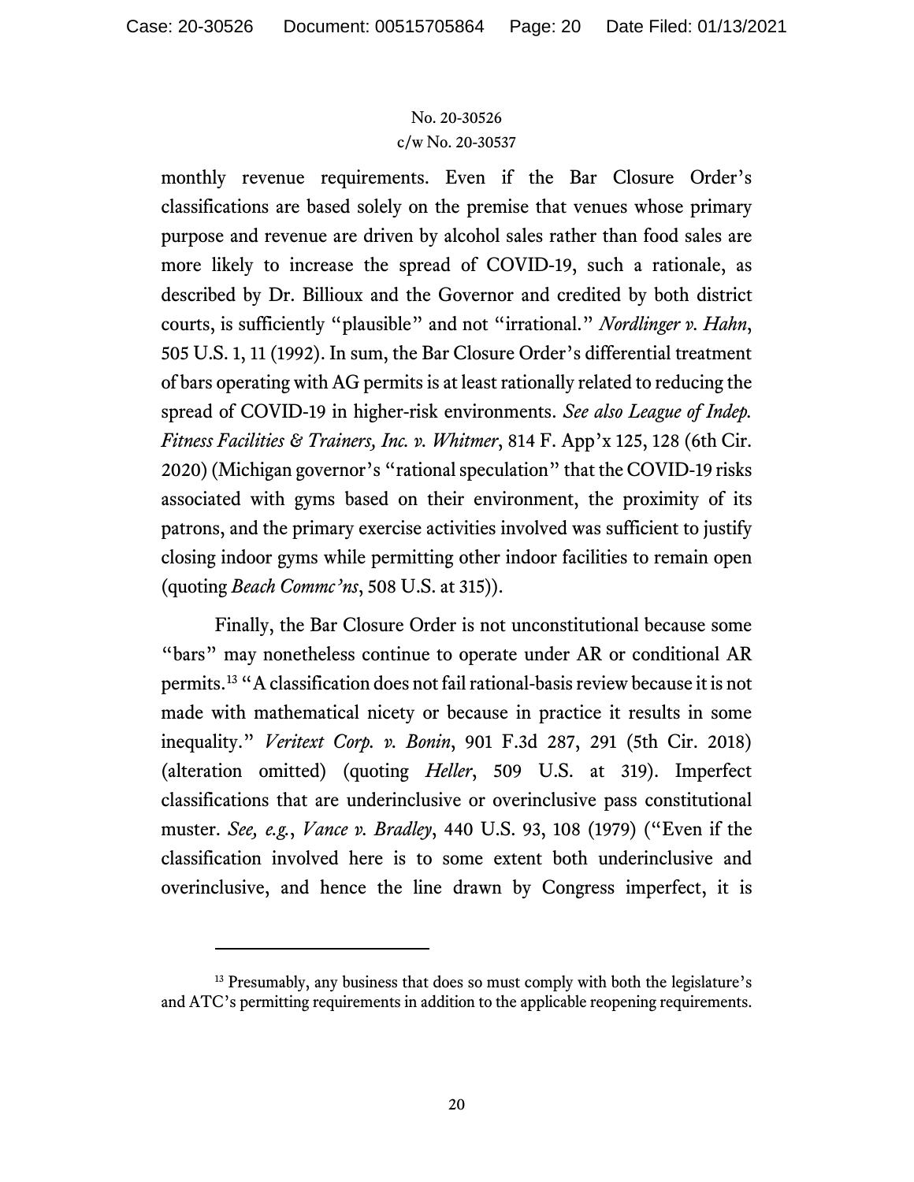monthly revenue requirements. Even if the Bar Closure Order's classifications are based solely on the premise that venues whose primary purpose and revenue are driven by alcohol sales rather than food sales are more likely to increase the spread of COVID-19, such a rationale, as described by Dr. Billioux and the Governor and credited by both district courts, is sufficiently "plausible" and not "irrational." *Nordlinger v. Hahn*, 505 U.S. 1, 11 (1992). In sum, the Bar Closure Order's differential treatment of bars operating with AG permits is at least rationally related to reducing the spread of COVID-19 in higher-risk environments. *See also League of Indep. Fitness Facilities & Trainers, Inc. v. Whitmer*, 814 F. App'x 125, 128 (6th Cir. 2020) (Michigan governor's "rational speculation" that the COVID-19 risks associated with gyms based on their environment, the proximity of its patrons, and the primary exercise activities involved was sufficient to justify closing indoor gyms while permitting other indoor facilities to remain open (quoting *Beach Commc'ns*, 508 U.S. at 315)).

Finally, the Bar Closure Order is not unconstitutional because some "bars" may nonetheless continue to operate under AR or conditional AR permits.[13] "A classification does not fail rational-basis review because it is not made with mathematical nicety or because in practice it results in some inequality." *Veritext Corp. v. Bonin*, 901 F.3d 287, 291 (5th Cir. 2018) (alteration omitted) (quoting *Heller*, 509 U.S. at 319). Imperfect classifications that are underinclusive or overinclusive pass constitutional muster. *See, e.g.*, *Vance v. Bradley*, 440 U.S. 93, 108 (1979) ("Even if the classification involved here is to some extent both underinclusive and overinclusive, and hence the line drawn by Congress imperfect, it is

---

[13] Presumably, any business that does so must comply with both the legislature's and ATC's permitting requirements in addition to the applicable reopening requirements.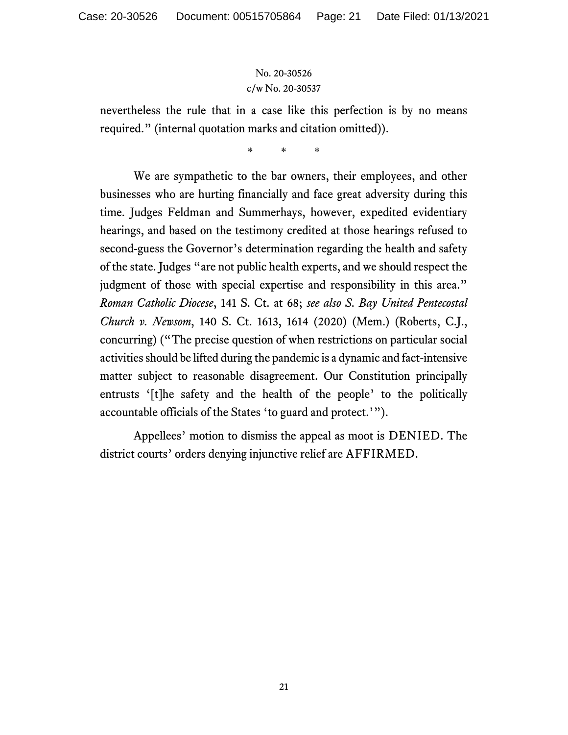nevertheless the rule that in a case like this perfection is by no means required." (internal quotation marks and citation omitted)).

\*  \*  \*

We are sympathetic to the bar owners, their employees, and other businesses who are hurting financially and face great adversity during this time. Judges Feldman and Summerhays, however, expedited evidentiary hearings, and based on the testimony credited at those hearings refused to second-guess the Governor's determination regarding the health and safety of the state. Judges "are not public health experts, and we should respect the judgment of those with special expertise and responsibility in this area." *Roman Catholic Diocese*, 141 S. Ct. at 68; *see also S. Bay United Pentecostal Church v. Newsom*, 140 S. Ct. 1613, 1614 (2020) (Mem.) (Roberts, C.J., concurring) ("The precise question of when restrictions on particular social activities should be lifted during the pandemic is a dynamic and fact-intensive matter subject to reasonable disagreement. Our Constitution principally entrusts '[t]he safety and the health of the people' to the politically accountable officials of the States 'to guard and protect.'").

Appellees' motion to dismiss the appeal as moot is DENIED. The district courts' orders denying injunctive relief are AFFIRMED.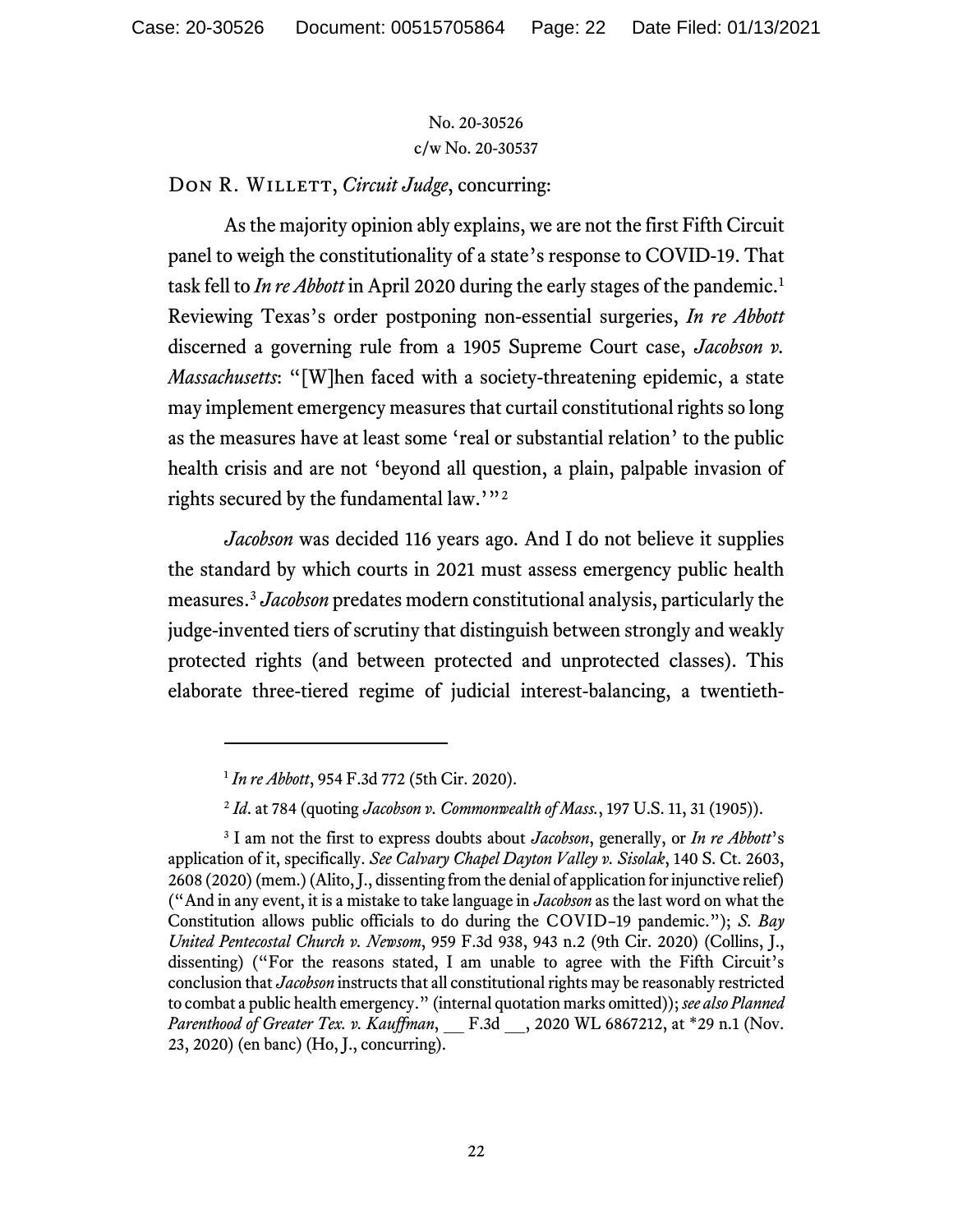No. 20-30526
c/w No. 20-30537

Don R. Willett, *Circuit Judge*, concurring:

As the majority opinion ably explains, we are not the first Fifth Circuit panel to weigh the constitutionality of a state's response to COVID-19. That task fell to *In re Abbott* in April 2020 during the early stages of the pandemic.[1] Reviewing Texas's order postponing non-essential surgeries, *In re Abbott* discerned a governing rule from a 1905 Supreme Court case, *Jacobson v. Massachusetts*: "[W]hen faced with a society-threatening epidemic, a state may implement emergency measures that curtail constitutional rights so long as the measures have at least some 'real or substantial relation' to the public health crisis and are not 'beyond all question, a plain, palpable invasion of rights secured by the fundamental law.'"[2]

*Jacobson* was decided 116 years ago. And I do not believe it supplies the standard by which courts in 2021 must assess emergency public health measures.[3] *Jacobson* predates modern constitutional analysis, particularly the judge-invented tiers of scrutiny that distinguish between strongly and weakly protected rights (and between protected and unprotected classes). This elaborate three-tiered regime of judicial interest-balancing, a twentieth-

---

[1] *In re Abbott*, 954 F.3d 772 (5th Cir. 2020).

[2] *Id*. at 784 (quoting *Jacobson v. Commonwealth of Mass.*, 197 U.S. 11, 31 (1905)).

[3] I am not the first to express doubts about *Jacobson*, generally, or *In re Abbott*'s application of it, specifically. *See Calvary Chapel Dayton Valley v. Sisolak*, 140 S. Ct. 2603, 2608 (2020) (mem.) (Alito, J., dissenting from the denial of application for injunctive relief) ("And in any event, it is a mistake to take language in *Jacobson* as the last word on what the Constitution allows public officials to do during the COVID-19 pandemic."); *S. Bay United Pentecostal Church v. Newsom*, 959 F.3d 938, 943 n.2 (9th Cir. 2020) (Collins, J., dissenting) ("For the reasons stated, I am unable to agree with the Fifth Circuit's conclusion that *Jacobson* instructs that all constitutional rights may be reasonably restricted to combat a public health emergency." (internal quotation marks omitted)); *see also Planned Parenthood of Greater Tex. v. Kauffman*, __ F.3d __, 2020 WL 6867212, at *29 n.1 (Nov. 23, 2020) (en banc) (Ho, J., concurring).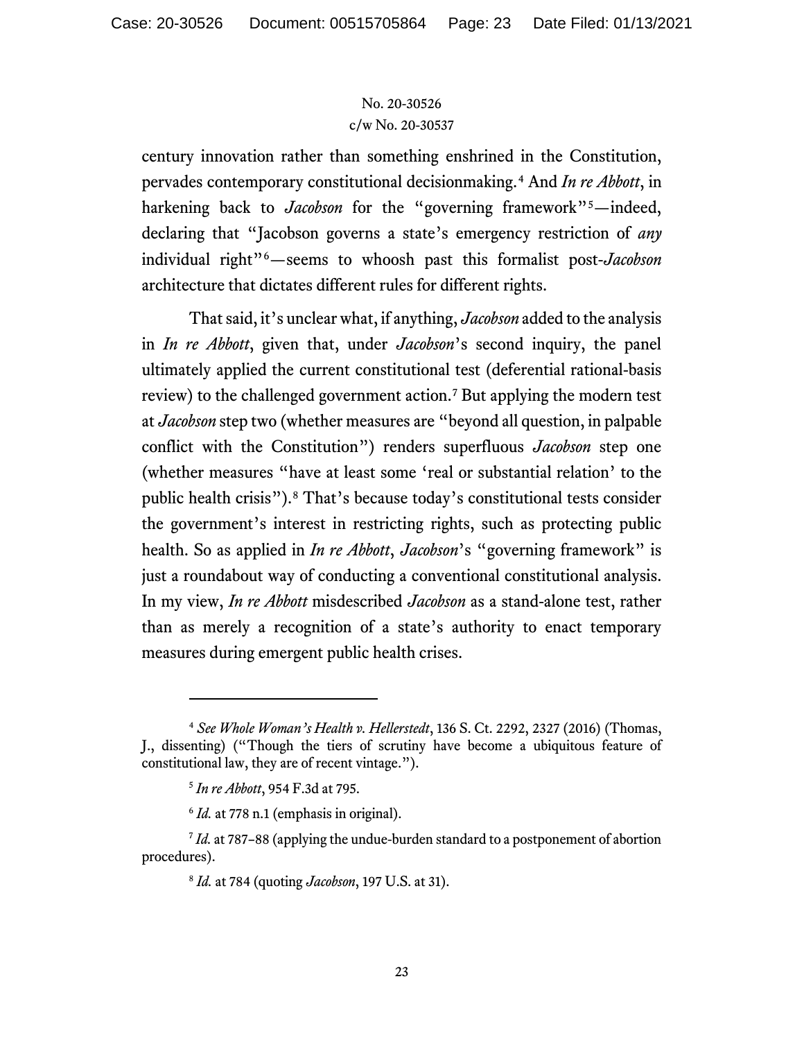century innovation rather than something enshrined in the Constitution, pervades contemporary constitutional decisionmaking.[4] And *In re Abbott*, in harkening back to *Jacobson* for the "governing framework"[5]—indeed, declaring that "Jacobson governs a state's emergency restriction of *any* individual right"[6]—seems to whoosh past this formalist post-*Jacobson* architecture that dictates different rules for different rights.

That said, it's unclear what, if anything, *Jacobson* added to the analysis in *In re Abbott*, given that, under *Jacobson*'s second inquiry, the panel ultimately applied the current constitutional test (deferential rational-basis review) to the challenged government action.[7] But applying the modern test at *Jacobson* step two (whether measures are "beyond all question, in palpable conflict with the Constitution") renders superfluous *Jacobson* step one (whether measures "have at least some 'real or substantial relation' to the public health crisis").[8] That's because today's constitutional tests consider the government's interest in restricting rights, such as protecting public health. So as applied in *In re Abbott*, *Jacobson*'s "governing framework" is just a roundabout way of conducting a conventional constitutional analysis. In my view, *In re Abbott* misdescribed *Jacobson* as a stand-alone test, rather than as merely a recognition of a state's authority to enact temporary measures during emergent public health crises.

---

[4] *See Whole Woman's Health v. Hellerstedt*, 136 S. Ct. 2292, 2327 (2016) (Thomas, J., dissenting) ("Though the tiers of scrutiny have become a ubiquitous feature of constitutional law, they are of recent vintage.").

[5] *In re Abbott*, 954 F.3d at 795.

[6] *Id.* at 778 n.1 (emphasis in original).

[7] *Id.* at 787–88 (applying the undue-burden standard to a postponement of abortion procedures).

[8] *Id.* at 784 (quoting *Jacobson*, 197 U.S. at 31).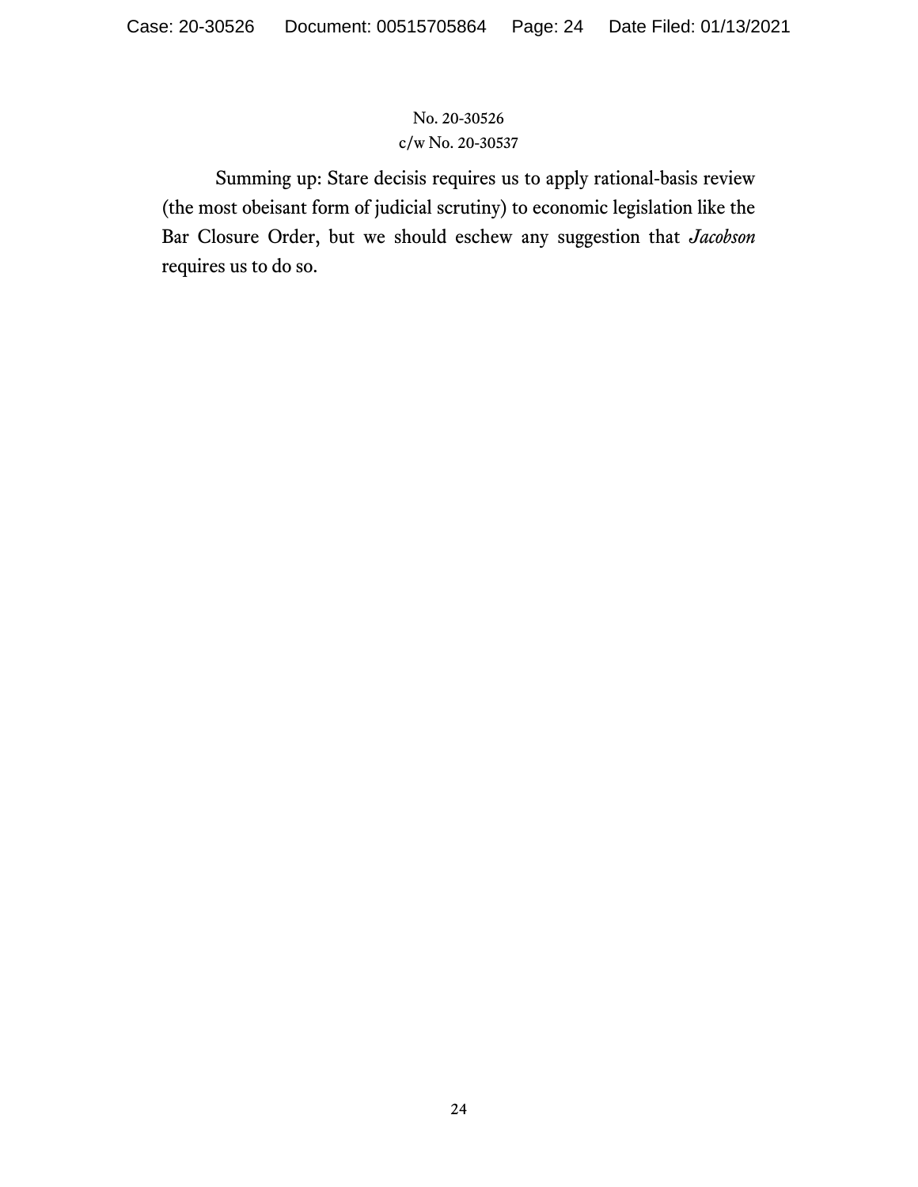Summing up: Stare decisis requires us to apply rational-basis review (the most obeisant form of judicial scrutiny) to economic legislation like the Bar Closure Order, but we should eschew any suggestion that *Jacobson* requires us to do so.